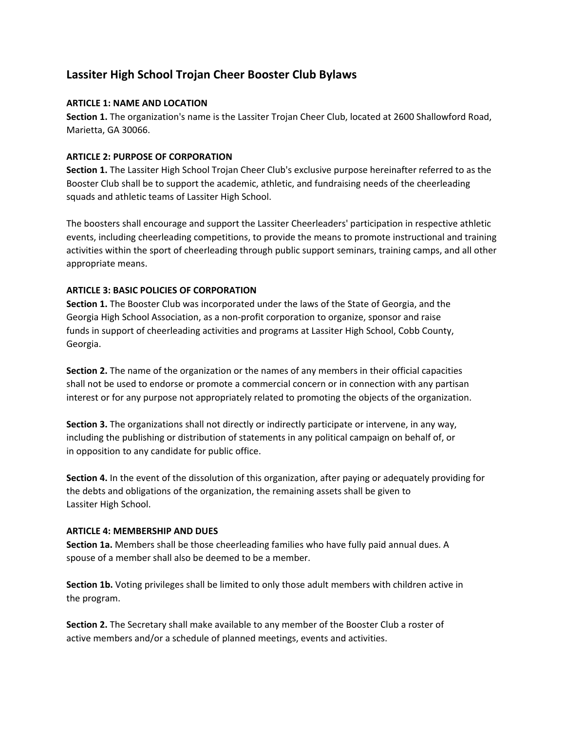# Lassiter High School Trojan Cheer Booster Club Bylaws

**ARTICLE 1: NAME AND LOCATION**

**Section 1.** The organization's name is the Lassiter Trojan Cheer Club, located at 2600 Shallowford Road, Marietta, GA 30066.

**ARTICLE 2: PURPOSE OF CORPORATION**

**Section 1.** The Lassiter High School Trojan Cheer Club's exclusive purpose hereinafter referred to as the Booster Club shall be to support the academic, athletic, and fundraising needs of the cheerleading squads and athletic teams of Lassiter High School.

The boosters shall encourage and support the Lassiter Cheerleaders' participation in respective athletic events, including cheerleading competitions, to provide the means to promote instructional and training activities within the sport of cheerleading through public support seminars, training camps, and all other appropriate means.

**ARTICLE 3: BASIC POLICIES OF CORPORATION**

**Section 1.** The Booster Club was incorporated under the laws of the State of Georgia, and the Georgia High School Association, as a non-profit corporation to organize, sponsor and raise funds in support of cheerleading activities and programs at Lassiter High School, Cobb County, Georgia.

**Section 2.** The name of the organization or the names of any members in their official capacities shall not be used to endorse or promote a commercial concern or in connection with any partisan interest or for any purpose not appropriately related to promoting the objects of the organization.

**Section 3.** The organizations shall not directly or indirectly participate or intervene, in any way, including the publishing or distribution of statements in any political campaign on behalf of, or in opposition to any candidate for public office.

**Section 4.** In the event of the dissolution of this organization, after paying or adequately providing for the debts and obligations of the organization, the remaining assets shall be given to Lassiter High School.

**ARTICLE 4: MEMBERSHIP AND DUES**

**Section 1a.** Members shall be those cheerleading families who have fully paid annual dues. A spouse of a member shall also be deemed to be a member.

**Section 1b.** Voting privileges shall be limited to only those adult members with children active in the program.

**Section 2.** The Secretary shall make available to any member of the Booster Club a roster of active members and/or a schedule of planned meetings, events and activities.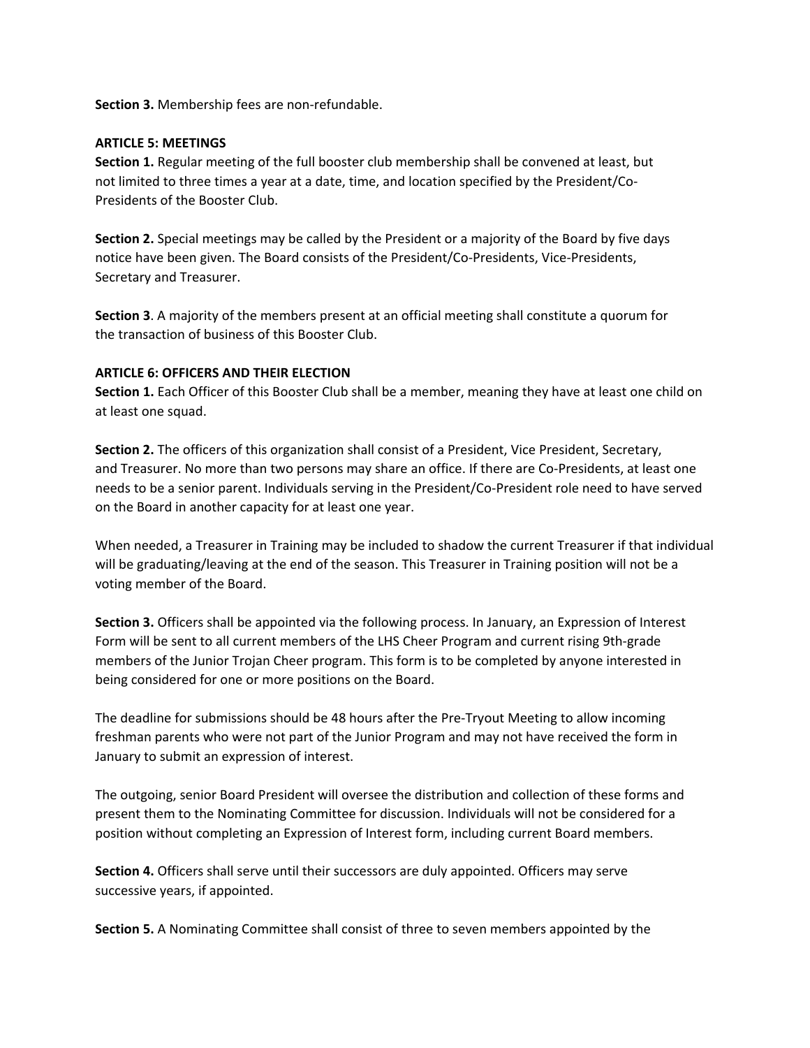**Section 3.** Membership fees are non-refundable.

**ARTICLE 5: MEETINGS**

**Section 1.** Regular meeting of the full booster club membership shall be convened at least, but not limited to three times a year at a date, time, and location specified by the President/Co-Presidents of the Booster Club.

**Section 2.** Special meetings may be called by the President or a majority of the Board by five days notice have been given. The Board consists of the President/Co-Presidents, Vice-Presidents, Secretary and Treasurer.

**Section 3**. A majority of the members present at an official meeting shall constitute a quorum for the transaction of business of this Booster Club.

**ARTICLE 6: OFFICERS AND THEIR ELECTION**

**Section 1.** Each Officer of this Booster Club shall be a member, meaning they have at least one child on at least one squad.

**Section 2.** The officers of this organization shall consist of a President, Vice President, Secretary, and Treasurer. No more than two persons may share an office. If there are Co-Presidents, at least one needs to be a senior parent. Individuals serving in the President/Co-President role need to have served on the Board in another capacity for at least one year.

When needed, a Treasurer in Training may be included to shadow the current Treasurer if that individual will be graduating/leaving at the end of the season. This Treasurer in Training position will not be a voting member of the Board.

**Section 3.** Officers shall be appointed via the following process. In January, an Expression of Interest Form will be sent to all current members of the LHS Cheer Program and current rising 9th-grade members of the Junior Trojan Cheer program. This form is to be completed by anyone interested in being considered for one or more positions on the Board.

The deadline for submissions should be 48 hours after the Pre-Tryout Meeting to allow incoming freshman parents who were not part of the Junior Program and may not have received the form in January to submit an expression of interest.

The outgoing, senior Board President will oversee the distribution and collection of these forms and present them to the Nominating Committee for discussion. Individuals will not be considered for a position without completing an Expression of Interest form, including current Board members.

**Section 4.** Officers shall serve until their successors are duly appointed. Officers may serve successive years, if appointed.

**Section 5.** A Nominating Committee shall consist of three to seven members appointed by the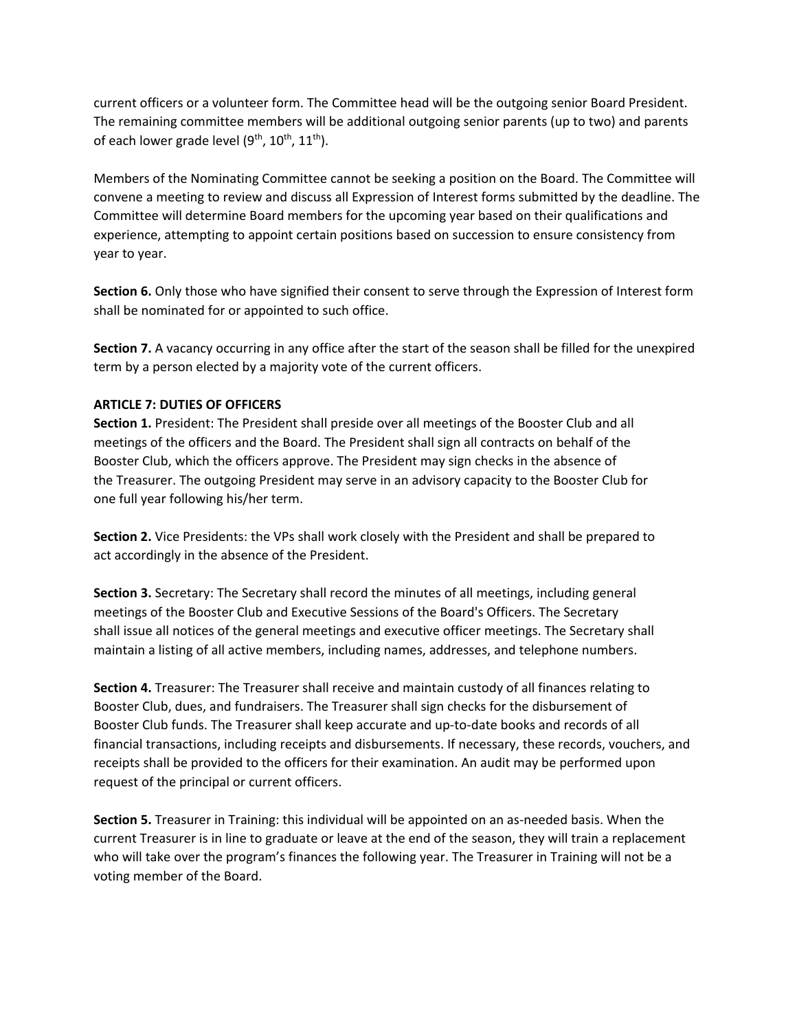current officers or a volunteer form. The Committee head will be the outgoing senior Board President. The remaining committee members will be additional outgoing senior parents (up to two) and parents of each lower grade level ($9^{th}$, $10^{th}$, $11^{th}$).

Members of the Nominating Committee cannot be seeking a position on the Board. The Committee will convene a meeting to review and discuss all Expression of Interest forms submitted by the deadline. The Committee will determine Board members for the upcoming year based on their qualifications and experience, attempting to appoint certain positions based on succession to ensure consistency from year to year.

**Section 6.** Only those who have signified their consent to serve through the Expression of Interest form shall be nominated for or appointed to such office.

**Section 7.** A vacancy occurring in any office after the start of the season shall be filled for the unexpired term by a person elected by a majority vote of the current officers.

**ARTICLE 7: DUTIES OF OFFICERS**

**Section 1.** President: The President shall preside over all meetings of the Booster Club and all meetings of the officers and the Board. The President shall sign all contracts on behalf of the Booster Club, which the officers approve. The President may sign checks in the absence of the Treasurer. The outgoing President may serve in an advisory capacity to the Booster Club for one full year following his/her term.

**Section 2.** Vice Presidents: the VPs shall work closely with the President and shall be prepared to act accordingly in the absence of the President.

**Section 3.** Secretary: The Secretary shall record the minutes of all meetings, including general meetings of the Booster Club and Executive Sessions of the Board's Officers. The Secretary shall issue all notices of the general meetings and executive officer meetings. The Secretary shall maintain a listing of all active members, including names, addresses, and telephone numbers.

**Section 4.** Treasurer: The Treasurer shall receive and maintain custody of all finances relating to Booster Club, dues, and fundraisers. The Treasurer shall sign checks for the disbursement of Booster Club funds. The Treasurer shall keep accurate and up-to-date books and records of all financial transactions, including receipts and disbursements. If necessary, these records, vouchers, and receipts shall be provided to the officers for their examination. An audit may be performed upon request of the principal or current officers.

**Section 5.** Treasurer in Training: this individual will be appointed on an as-needed basis. When the current Treasurer is in line to graduate or leave at the end of the season, they will train a replacement who will take over the program's finances the following year. The Treasurer in Training will not be a voting member of the Board.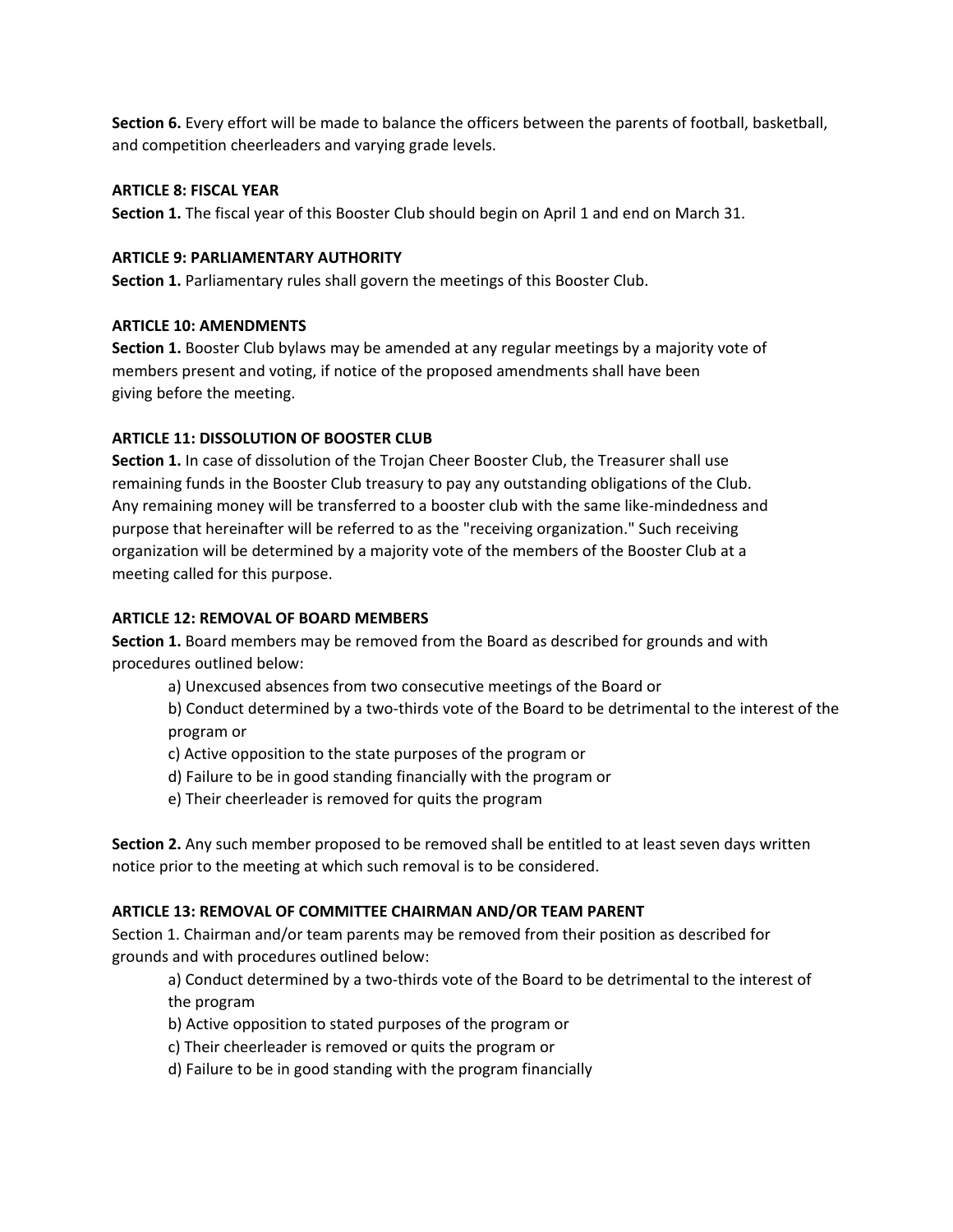**Section 6.** Every effort will be made to balance the officers between the parents of football, basketball, and competition cheerleaders and varying grade levels.

**ARTICLE 8: FISCAL YEAR**

**Section 1.** The fiscal year of this Booster Club should begin on April 1 and end on March 31.

**ARTICLE 9: PARLIAMENTARY AUTHORITY**

**Section 1.** Parliamentary rules shall govern the meetings of this Booster Club.

**ARTICLE 10: AMENDMENTS**

**Section 1.** Booster Club bylaws may be amended at any regular meetings by a majority vote of members present and voting, if notice of the proposed amendments shall have been giving before the meeting.

**ARTICLE 11: DISSOLUTION OF BOOSTER CLUB**

**Section 1.** In case of dissolution of the Trojan Cheer Booster Club, the Treasurer shall use remaining funds in the Booster Club treasury to pay any outstanding obligations of the Club. Any remaining money will be transferred to a booster club with the same like-mindedness and purpose that hereinafter will be referred to as the "receiving organization." Such receiving organization will be determined by a majority vote of the members of the Booster Club at a meeting called for this purpose.

**ARTICLE 12: REMOVAL OF BOARD MEMBERS**

**Section 1.** Board members may be removed from the Board as described for grounds and with procedures outlined below:

a) Unexcused absences from two consecutive meetings of the Board or

b) Conduct determined by a two-thirds vote of the Board to be detrimental to the interest of the program or

c) Active opposition to the state purposes of the program or

d) Failure to be in good standing financially with the program or

e) Their cheerleader is removed for quits the program

**Section 2.** Any such member proposed to be removed shall be entitled to at least seven days written notice prior to the meeting at which such removal is to be considered.

**ARTICLE 13: REMOVAL OF COMMITTEE CHAIRMAN AND/OR TEAM PARENT**

Section 1. Chairman and/or team parents may be removed from their position as described for grounds and with procedures outlined below:

a) Conduct determined by a two-thirds vote of the Board to be detrimental to the interest of the program

b) Active opposition to stated purposes of the program or

c) Their cheerleader is removed or quits the program or

d) Failure to be in good standing with the program financially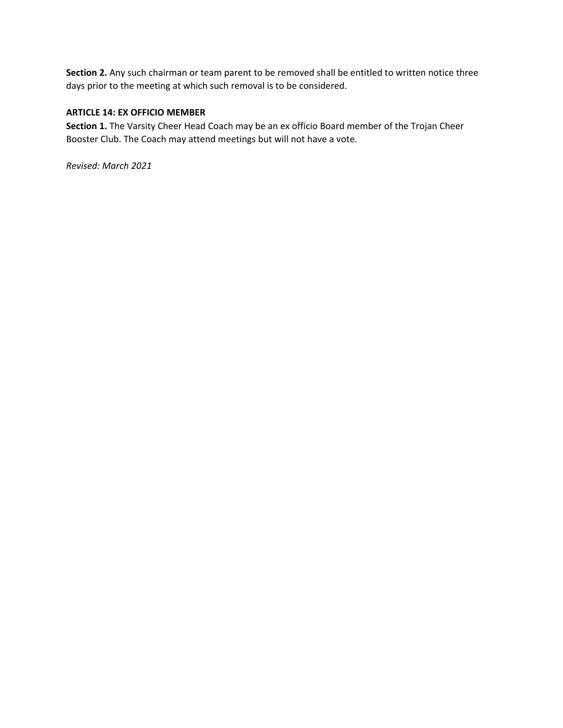**Section 2.** Any such chairman or team parent to be removed shall be entitled to written notice three days prior to the meeting at which such removal is to be considered.

**ARTICLE 14: EX OFFICIO MEMBER**

**Section 1.** The Varsity Cheer Head Coach may be an ex officio Board member of the Trojan Cheer Booster Club. The Coach may attend meetings but will not have a vote.

*Revised: March 2021*